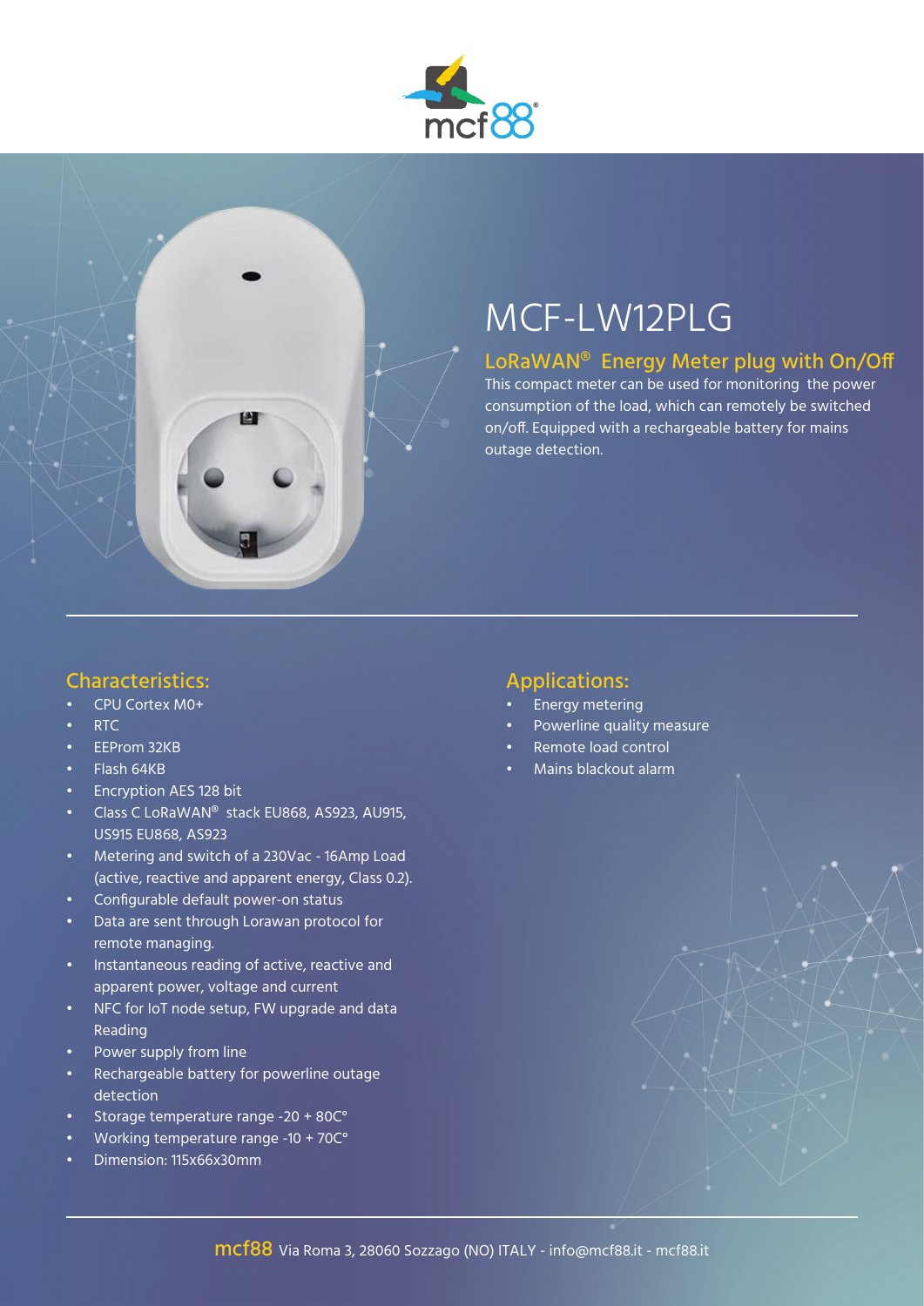# MCF-LW12PLG

## LoRaWAN® Energy Meter plug with On/Off

This compact meter can be used for monitoring the power consumption of the load, which can remotely be switched on/off. Equipped with a rechargeable battery for mains outage detection.

## Characteristics:

- CPU Cortex M0+
- RTC
- EEProm 32KB
- Flash 64KB
- Encryption AES 128 bit
- Class C LoRaWAN® stack EU868, AS923, AU915, US915 EU868, AS923
- Metering and switch of a 230Vac - 16Amp Load (active, reactive and apparent energy, Class 0.2).
- Configurable default power-on status
- Data are sent through Lorawan protocol for remote managing.
- Instantaneous reading of active, reactive and apparent power, voltage and current
- NFC for IoT node setup, FW upgrade and data Reading
- Power supply from line
- Rechargeable battery for powerline outage detection
- Storage temperature range -20 + 80C°
- Working temperature range -10 + 70C°
- Dimension: 115x66x30mm

## Applications:

- Energy metering
- Powerline quality measure
- Remote load control
- Mains blackout alarm

**mcf88** Via Roma 3, 28060 Sozzago (NO) ITALY - info@mcf88.it - mcf88.it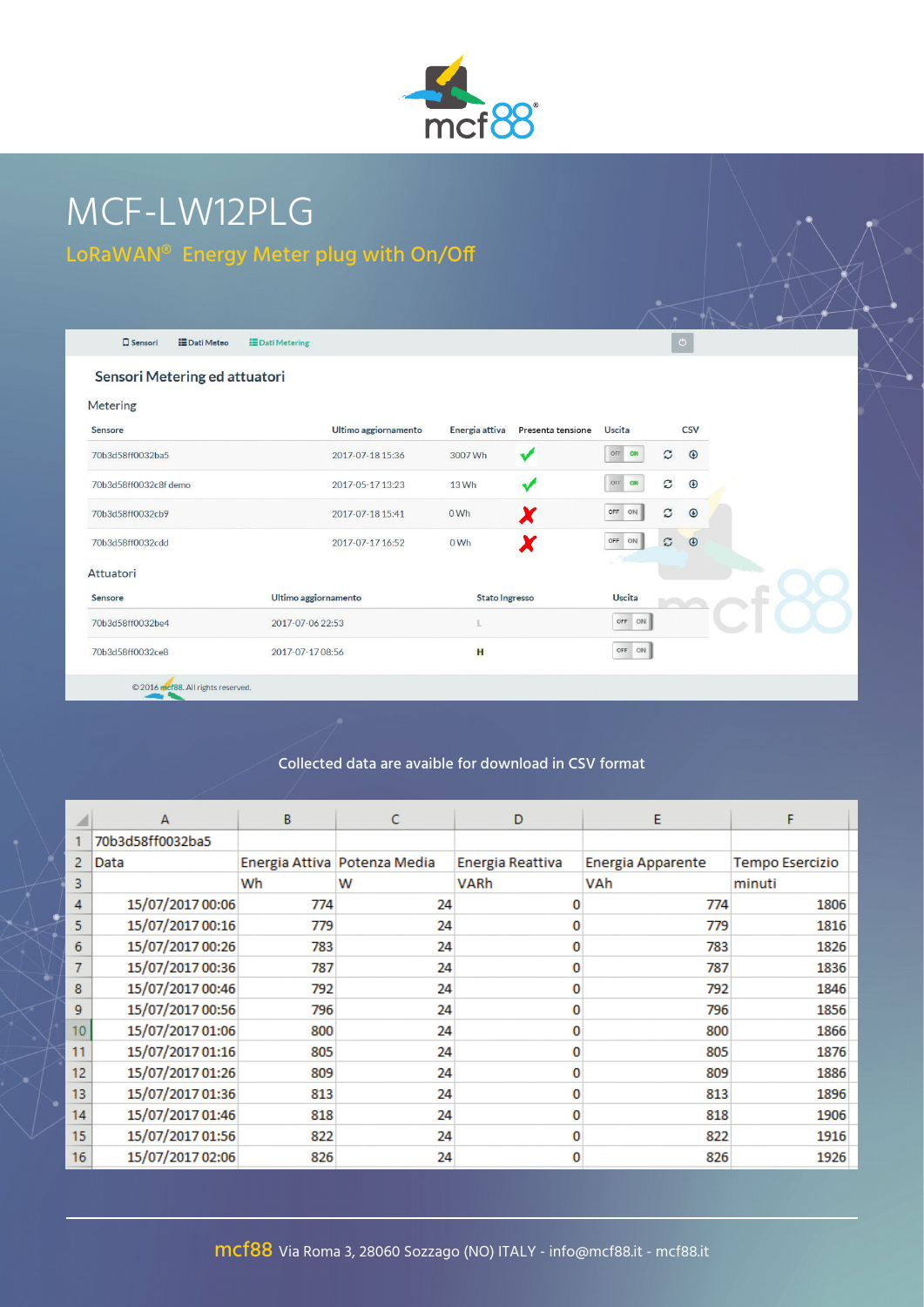# MCF-LW12PLG

## LoRaWAN® Energy Meter plug with On/Off

Sensori | Dati Meteo | Dati Metering

### Sensori Metering ed attuatori

#### Metering

| Sensore | Ultimo aggiornamento | Energia attiva | Presenta tensione | Uscita | CSV |
|---|---|---|---|---|---|
| 70b3d58ff0032ba5 | 2017-07-18 15:36 | 3007 Wh | ✓ | OFF ON | |
| 70b3d58ff0032c8f demo | 2017-05-17 13:23 | 13 Wh | ✓ | OFF ON | |
| 70b3d58ff0032cb9 | 2017-07-18 15:41 | 0 Wh | ✗ | OFF ON | |
| 70b3d58ff0032cdd | 2017-07-17 16:52 | 0 Wh | ✗ | OFF ON | |

#### Attuatori

| Sensore | Ultimo aggiornamento | Stato Ingresso | Uscita |
|---|---|---|---|
| 70b3d58ff0032be4 | 2017-07-06 22:53 | L | OFF ON |
| 70b3d58ff0032ce8 | 2017-07-17 08:56 | H | OFF ON |

© 2016 mcf88. All rights reserved.

Collected data are avaible for download in CSV format

| | A | B | C | D | E | F |
|---|---|---|---|---|---|---|
| 1 | 70b3d58ff0032ba5 | | | | | |
| 2 | Data | Energia Attiva | Potenza Media | Energia Reattiva | Energia Apparente | Tempo Esercizio |
| 3 | | Wh | W | VARh | VAh | minuti |
| 4 | 15/07/2017 00:06 | 774 | 24 | 0 | 774 | 1806 |
| 5 | 15/07/2017 00:16 | 779 | 24 | 0 | 779 | 1816 |
| 6 | 15/07/2017 00:26 | 783 | 24 | 0 | 783 | 1826 |
| 7 | 15/07/2017 00:36 | 787 | 24 | 0 | 787 | 1836 |
| 8 | 15/07/2017 00:46 | 792 | 24 | 0 | 792 | 1846 |
| 9 | 15/07/2017 00:56 | 796 | 24 | 0 | 796 | 1856 |
| 10 | 15/07/2017 01:06 | 800 | 24 | 0 | 800 | 1866 |
| 11 | 15/07/2017 01:16 | 805 | 24 | 0 | 805 | 1876 |
| 12 | 15/07/2017 01:26 | 809 | 24 | 0 | 809 | 1886 |
| 13 | 15/07/2017 01:36 | 813 | 24 | 0 | 813 | 1896 |
| 14 | 15/07/2017 01:46 | 818 | 24 | 0 | 818 | 1906 |
| 15 | 15/07/2017 01:56 | 822 | 24 | 0 | 822 | 1916 |
| 16 | 15/07/2017 02:06 | 826 | 24 | 0 | 826 | 1926 |

mcf88 Via Roma 3, 28060 Sozzago (NO) ITALY - info@mcf88.it - mcf88.it